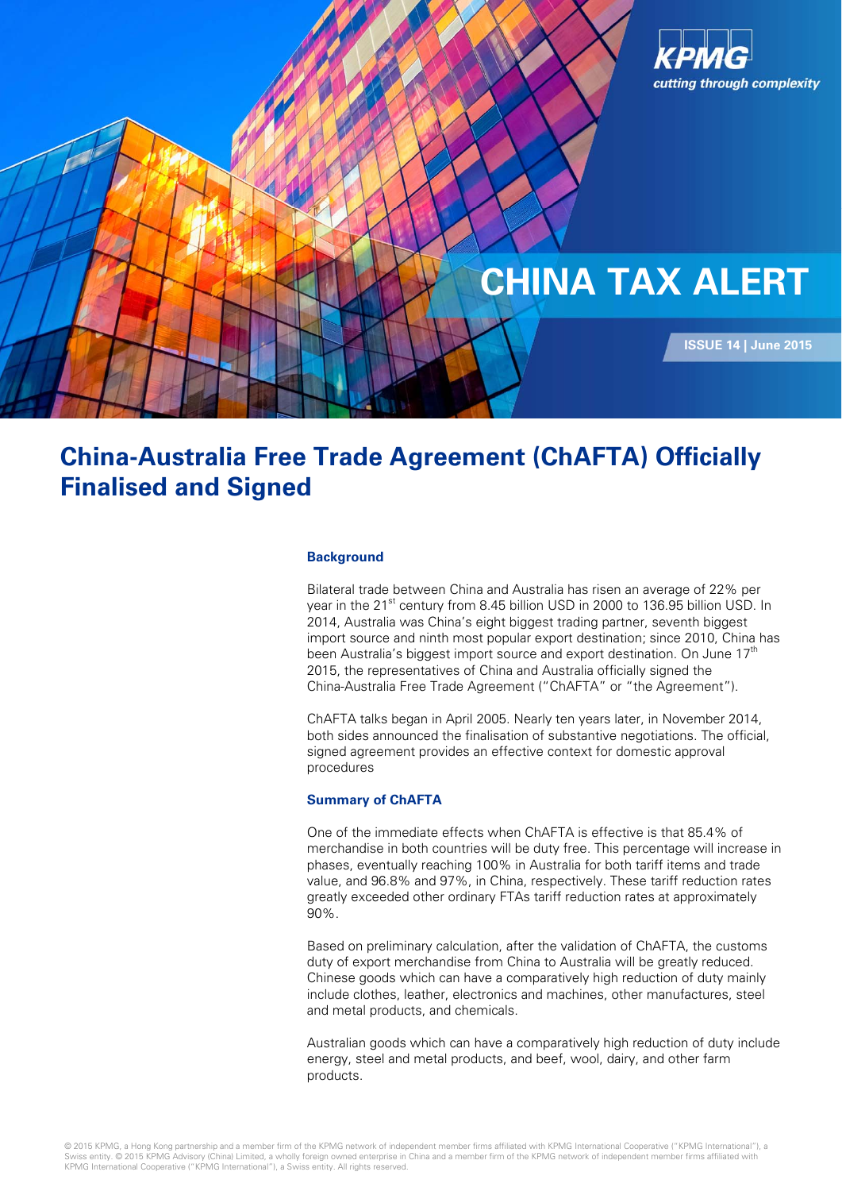# CHINA TAX ALERT

ISSUE 14 | June 2015

## China-Australia Free Trade Agreement (ChAFTA) Officially Finalised and Signed

### Background

Bilateral trade between China and Australia has risen an average of 22% per year in the 21st century from 8.45 billion USD in 2000 to 136.95 billion USD. In 2014, Australia was China's eight biggest trading partner, seventh biggest import source and ninth most popular export destination; since 2010, China has been Australia's biggest import source and export destination. On June 17th 2015, the representatives of China and Australia officially signed the China-Australia Free Trade Agreement ("ChAFTA" or "the Agreement").

ChAFTA talks began in April 2005. Nearly ten years later, in November 2014, both sides announced the finalisation of substantive negotiations. The official, signed agreement provides an effective context for domestic approval procedures

### Summary of ChAFTA

One of the immediate effects when ChAFTA is effective is that 85.4% of merchandise in both countries will be duty free. This percentage will increase in phases, eventually reaching 100% in Australia for both tariff items and trade value, and 96.8% and 97%, in China, respectively. These tariff reduction rates greatly exceeded other ordinary FTAs tariff reduction rates at approximately 90%.

Based on preliminary calculation, after the validation of ChAFTA, the customs duty of export merchandise from China to Australia will be greatly reduced. Chinese goods which can have a comparatively high reduction of duty mainly include clothes, leather, electronics and machines, other manufactures, steel and metal products, and chemicals.

Australian goods which can have a comparatively high reduction of duty include energy, steel and metal products, and beef, wool, dairy, and other farm products.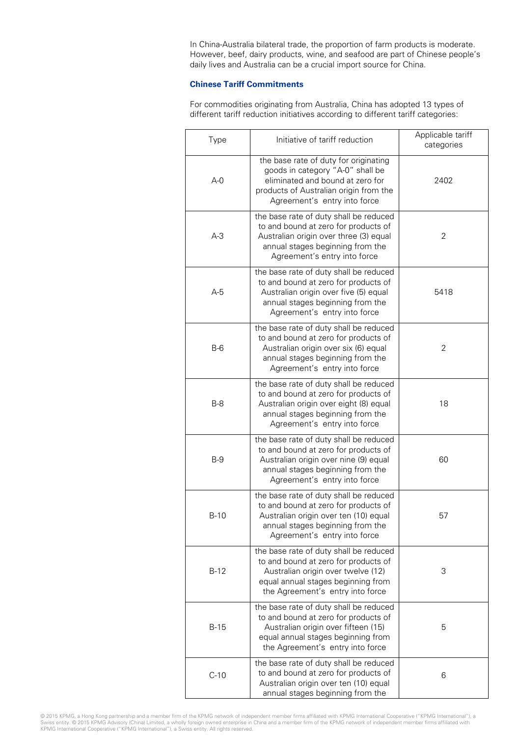In China-Australia bilateral trade, the proportion of farm products is moderate. However, beef, dairy products, wine, and seafood are part of Chinese people's daily lives and Australia can be a crucial import source for China.

### Chinese Tariff Commitments

For commodities originating from Australia, China has adopted 13 types of different tariff reduction initiatives according to different tariff categories:

| Type | Initiative of tariff reduction | Applicable tariff categories |
|---|---|---|
| A-0 | the base rate of duty for originating goods in category "A-0" shall be eliminated and bound at zero for products of Australian origin from the Agreement's entry into force | 2402 |
| A-3 | the base rate of duty shall be reduced to and bound at zero for products of Australian origin over three (3) equal annual stages beginning from the Agreement's entry into force | 2 |
| A-5 | the base rate of duty shall be reduced to and bound at zero for products of Australian origin over five (5) equal annual stages beginning from the Agreement's entry into force | 5418 |
| B-6 | the base rate of duty shall be reduced to and bound at zero for products of Australian origin over six (6) equal annual stages beginning from the Agreement's entry into force | 2 |
| B-8 | the base rate of duty shall be reduced to and bound at zero for products of Australian origin over eight (8) equal annual stages beginning from the Agreement's entry into force | 18 |
| B-9 | the base rate of duty shall be reduced to and bound at zero for products of Australian origin over nine (9) equal annual stages beginning from the Agreement's entry into force | 60 |
| B-10 | the base rate of duty shall be reduced to and bound at zero for products of Australian origin over ten (10) equal annual stages beginning from the Agreement's entry into force | 57 |
| B-12 | the base rate of duty shall be reduced to and bound at zero for products of Australian origin over twelve (12) equal annual stages beginning from the Agreement's entry into force | 3 |
| B-15 | the base rate of duty shall be reduced to and bound at zero for products of Australian origin over fifteen (15) equal annual stages beginning from the Agreement's entry into force | 5 |
| C-10 | the base rate of duty shall be reduced to and bound at zero for products of Australian origin over ten (10) equal annual stages beginning from the | 6 |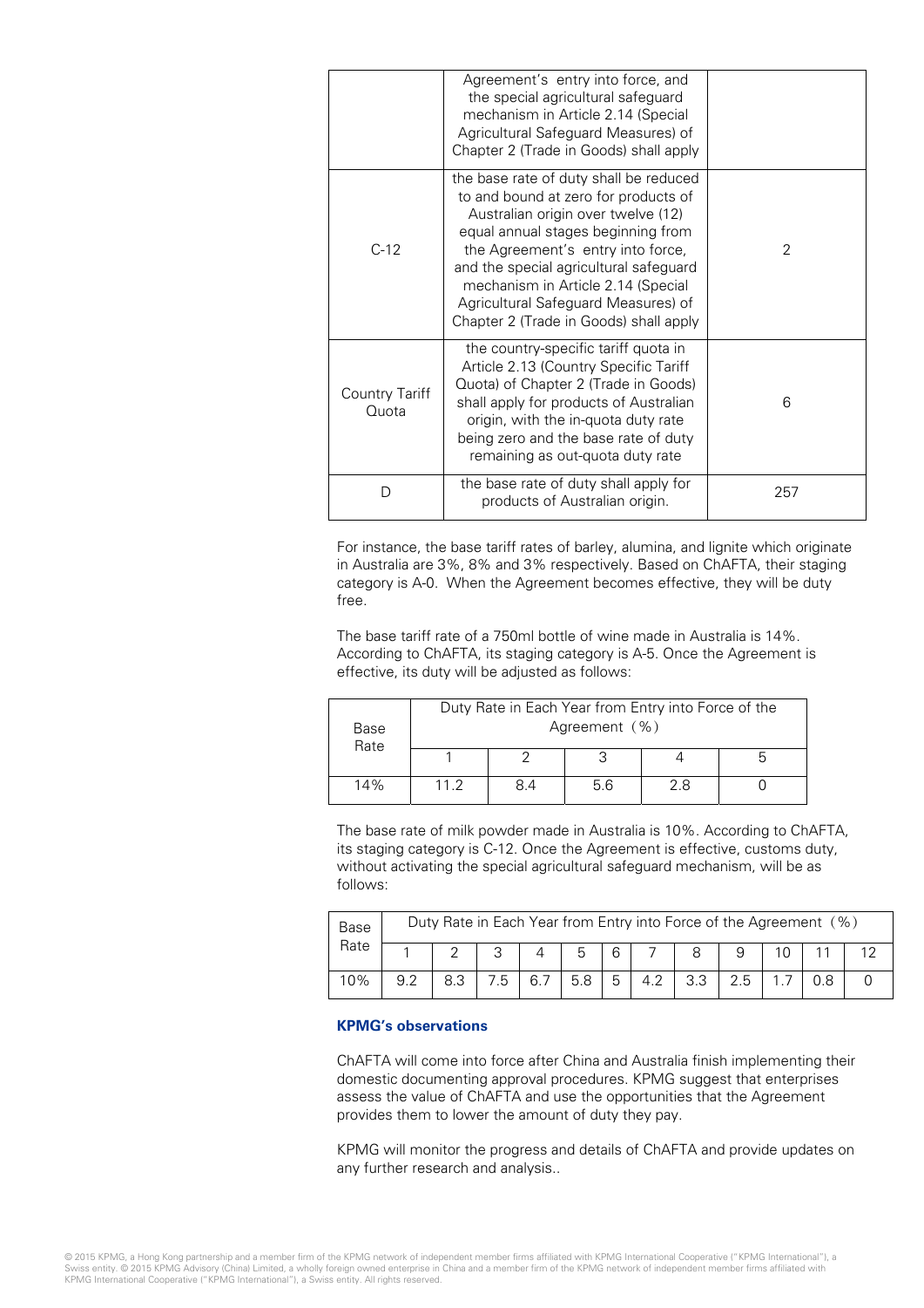|  | Agreement's entry into force, and the special agricultural safeguard mechanism in Article 2.14 (Special Agricultural Safeguard Measures) of Chapter 2 (Trade in Goods) shall apply |  |
| --- | --- | --- |
| C-12 | the base rate of duty shall be reduced to and bound at zero for products of Australian origin over twelve (12) equal annual stages beginning from the Agreement's entry into force, and the special agricultural safeguard mechanism in Article 2.14 (Special Agricultural Safeguard Measures) of Chapter 2 (Trade in Goods) shall apply | 2 |
| Country Tariff Quota | the country-specific tariff quota in Article 2.13 (Country Specific Tariff Quota) of Chapter 2 (Trade in Goods) shall apply for products of Australian origin, with the in-quota duty rate being zero and the base rate of duty remaining as out-quota duty rate | 6 |
| D | the base rate of duty shall apply for products of Australian origin. | 257 |

For instance, the base tariff rates of barley, alumina, and lignite which originate in Australia are 3%, 8% and 3% respectively. Based on ChAFTA, their staging category is A-0. When the Agreement becomes effective, they will be duty free.

The base tariff rate of a 750ml bottle of wine made in Australia is 14%. According to ChAFTA, its staging category is A-5. Once the Agreement is effective, its duty will be adjusted as follows:

| Base Rate | Duty Rate in Each Year from Entry into Force of the Agreement (%) | | | | |
| --- | --- | --- | --- | --- | --- |
|  | 1 | 2 | 3 | 4 | 5 |
| 14% | 11.2 | 8.4 | 5.6 | 2.8 | 0 |

The base rate of milk powder made in Australia is 10%. According to ChAFTA, its staging category is C-12. Once the Agreement is effective, customs duty, without activating the special agricultural safeguard mechanism, will be as follows:

| Base Rate | Duty Rate in Each Year from Entry into Force of the Agreement (%) | | | | | | | | | | | |
| --- | --- | --- | --- | --- | --- | --- | --- | --- | --- | --- | --- | --- |
|  | 1 | 2 | 3 | 4 | 5 | 6 | 7 | 8 | 9 | 10 | 11 | 12 |
| 10% | 9.2 | 8.3 | 7.5 | 6.7 | 5.8 | 5 | 4.2 | 3.3 | 2.5 | 1.7 | 0.8 | 0 |

**KPMG's observations**

ChAFTA will come into force after China and Australia finish implementing their domestic documenting approval procedures. KPMG suggest that enterprises assess the value of ChAFTA and use the opportunities that the Agreement provides them to lower the amount of duty they pay.

KPMG will monitor the progress and details of ChAFTA and provide updates on any further research and analysis..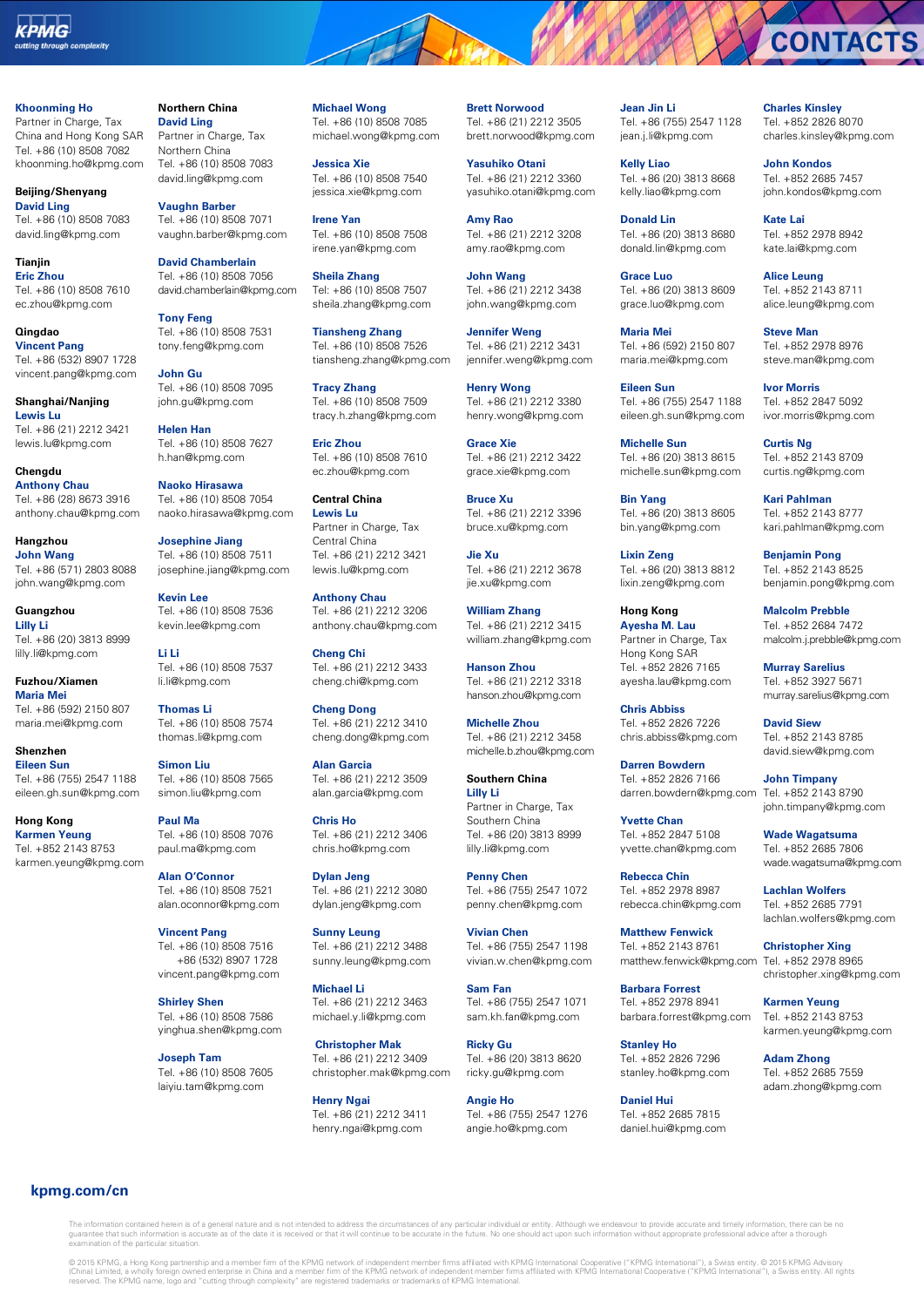# CONTACTS

**Khoonming Ho**
Partner in Charge, Tax
China and Hong Kong SAR
Tel. +86 (10) 8508 7082
khoonming.ho@kpmg.com

**Beijing/Shenyang**
**David Ling**
Tel. +86 (10) 8508 7083
david.ling@kpmg.com

**Tianjin**
**Eric Zhou**
Tel. +86 (10) 8508 7610
ec.zhou@kpmg.com

**Qingdao**
**Vincent Pang**
Tel. +86 (532) 8907 1728
vincent.pang@kpmg.com

**Shanghai/Nanjing**
**Lewis Lu**
Tel. +86 (21) 2212 3421
lewis.lu@kpmg.com

**Chengdu**
**Anthony Chau**
Tel. +86 (28) 8673 3916
anthony.chau@kpmg.com

**Hangzhou**
**John Wang**
Tel. +86 (571) 2803 8088
john.wang@kpmg.com

**Guangzhou**
**Lilly Li**
Tel. +86 (20) 3813 8999
lilly.li@kpmg.com

**Fuzhou/Xiamen**
**Maria Mei**
Tel. +86 (592) 2150 807
maria.mei@kpmg.com

**Shenzhen**
**Eileen Sun**
Tel. +86 (755) 2547 1188
eileen.gh.sun@kpmg.com

**Hong Kong**
**Karmen Yeung**
Tel. +852 2143 8753
karmen.yeung@kpmg.com

**Northern China**
**David Ling**
Partner in Charge, Tax
Northern China
Tel. +86 (10) 8508 7083
david.ling@kpmg.com

**Vaughn Barber**
Tel. +86 (10) 8508 7071
vaughn.barber@kpmg.com

**David Chamberlain**
Tel. +86 (10) 8508 7056
david.chamberlain@kpmg.com

**Tony Feng**
Tel. +86 (10) 8508 7531
tony.feng@kpmg.com

**John Gu**
Tel. +86 (10) 8508 7095
john.gu@kpmg.com

**Helen Han**
Tel. +86 (10) 8508 7627
h.han@kpmg.com

**Naoko Hirasawa**
Tel. +86 (10) 8508 7054
naoko.hirasawa@kpmg.com

**Josephine Jiang**
Tel. +86 (10) 8508 7511
josephine.jiang@kpmg.com

**Kevin Lee**
Tel. +86 (10) 8508 7536
kevin.lee@kpmg.com

**Li Li**
Tel. +86 (10) 8508 7537
li.li@kpmg.com

**Thomas Li**
Tel. +86 (10) 8508 7574
thomas.li@kpmg.com

**Simon Liu**
Tel. +86 (10) 8508 7565
simon.liu@kpmg.com

**Paul Ma**
Tel. +86 (10) 8508 7076
paul.ma@kpmg.com

**Alan O'Connor**
Tel. +86 (10) 8508 7521
alan.oconnor@kpmg.com

**Vincent Pang**
Tel. +86 (10) 8508 7516
+86 (532) 8907 1728
vincent.pang@kpmg.com

**Shirley Shen**
Tel. +86 (10) 8508 7586
yinghua.shen@kpmg.com

**Joseph Tam**
Tel. +86 (10) 8508 7605
laiyiu.tam@kpmg.com

**Michael Wong**
Tel. +86 (10) 8508 7085
michael.wong@kpmg.com

**Jessica Xie**
Tel. +86 (10) 8508 7540
jessica.xie@kpmg.com

**Irene Yan**
Tel. +86 (10) 8508 7508
irene.yan@kpmg.com

**Sheila Zhang**
Tel: +86 (10) 8508 7507
sheila.zhang@kpmg.com

**Tiansheng Zhang**
Tel. +86 (10) 8508 7526
tiansheng.zhang@kpmg.com

**Tracy Zhang**
Tel. +86 (10) 8508 7509
tracy.h.zhang@kpmg.com

**Eric Zhou**
Tel. +86 (10) 8508 7610
ec.zhou@kpmg.com

**Central China**
**Lewis Lu**
Partner in Charge, Tax
Central China
Tel. +86 (21) 2212 3421
lewis.lu@kpmg.com

**Anthony Chau**
Tel. +86 (21) 2212 3206
anthony.chau@kpmg.com

**Cheng Chi**
Tel. +86 (21) 2212 3433
cheng.chi@kpmg.com

**Cheng Dong**
Tel. +86 (21) 2212 3410
cheng.dong@kpmg.com

**Alan Garcia**
Tel. +86 (21) 2212 3509
alan.garcia@kpmg.com

**Chris Ho**
Tel. +86 (21) 2212 3406
chris.ho@kpmg.com

**Dylan Jeng**
Tel. +86 (21) 2212 3080
dylan.jeng@kpmg.com

**Sunny Leung**
Tel. +86 (21) 2212 3488
sunny.leung@kpmg.com

**Michael Li**
Tel. +86 (21) 2212 3463
michael.y.li@kpmg.com

**Christopher Mak**
Tel. +86 (21) 2212 3409
christopher.mak@kpmg.com

**Henry Ngai**
Tel. +86 (21) 2212 3411
henry.ngai@kpmg.com

**Brett Norwood**
Tel. +86 (21) 2212 3505
brett.norwood@kpmg.com

**Yasuhiko Otani**
Tel. +86 (21) 2212 3360
yasuhiko.otani@kpmg.com

**Amy Rao**
Tel. +86 (21) 2212 3208
amy.rao@kpmg.com

**John Wang**
Tel. +86 (21) 2212 3438
john.wang@kpmg.com

**Jennifer Weng**
Tel. +86 (21) 2212 3431
jennifer.weng@kpmg.com

**Henry Wong**
Tel. +86 (21) 2212 3380
henry.wong@kpmg.com

**Grace Xie**
Tel. +86 (21) 2212 3422
grace.xie@kpmg.com

**Bruce Xu**
Tel. +86 (21) 2212 3396
bruce.xu@kpmg.com

**Jie Xu**
Tel. +86 (21) 2212 3678
jie.xu@kpmg.com

**William Zhang**
Tel. +86 (21) 2212 3415
william.zhang@kpmg.com

**Hanson Zhou**
Tel. +86 (21) 2212 3318
hanson.zhou@kpmg.com

**Michelle Zhou**
Tel. +86 (21) 2212 3458
michelle.b.zhou@kpmg.com

**Southern China**
**Lilly Li**
Partner in Charge, Tax
Southern China
Tel. +86 (20) 3813 8999
lilly.li@kpmg.com

**Penny Chen**
Tel. +86 (755) 2547 1072
penny.chen@kpmg.com

**Vivian Chen**
Tel. +86 (755) 2547 1198
vivian.w.chen@kpmg.com

**Sam Fan**
Tel. +86 (755) 2547 1071
sam.kh.fan@kpmg.com

**Ricky Gu**
Tel. +86 (20) 3813 8620
ricky.gu@kpmg.com

**Angie Ho**
Tel. +86 (755) 2547 1276
angie.ho@kpmg.com

**Jean Jin Li**
Tel. +86 (755) 2547 1128
jean.j.li@kpmg.com

**Kelly Liao**
Tel. +86 (20) 3813 8668
kelly.liao@kpmg.com

**Donald Lin**
Tel. +86 (20) 3813 8680
donald.lin@kpmg.com

**Grace Luo**
Tel. +86 (20) 3813 8609
grace.luo@kpmg.com

**Maria Mei**
Tel. +86 (592) 2150 807
maria.mei@kpmg.com

**Eileen Sun**
Tel. +86 (755) 2547 1188
eileen.gh.sun@kpmg.com

**Michelle Sun**
Tel. +86 (20) 3813 8615
michelle.sun@kpmg.com

**Bin Yang**
Tel. +86 (20) 3813 8605
bin.yang@kpmg.com

**Lixin Zeng**
Tel. +86 (20) 3813 8812
lixin.zeng@kpmg.com

**Hong Kong**
**Ayesha M. Lau**
Partner in Charge, Tax
Hong Kong SAR
Tel. +852 2826 7165
ayesha.lau@kpmg.com

**Chris Abbiss**
Tel. +852 2826 7226
chris.abbiss@kpmg.com

**Darren Bowdern**
Tel. +852 2826 7166
darren.bowdern@kpmg.com

**Yvette Chan**
Tel. +852 2847 5108
yvette.chan@kpmg.com

**Rebecca Chin**
Tel. +852 2978 8987
rebecca.chin@kpmg.com

**Matthew Fenwick**
Tel. +852 2143 8761
matthew.fenwick@kpmg.com

**Barbara Forrest**
Tel. +852 2978 8941
barbara.forrest@kpmg.com

**Stanley Ho**
Tel. +852 2826 7296
stanley.ho@kpmg.com

**Daniel Hui**
Tel. +852 2685 7815
daniel.hui@kpmg.com

**Charles Kinsley**
Tel. +852 2826 8070
charles.kinsley@kpmg.com

**John Kondos**
Tel. +852 2685 7457
john.kondos@kpmg.com

**Kate Lai**
Tel. +852 2978 8942
kate.lai@kpmg.com

**Alice Leung**
Tel. +852 2143 8711
alice.leung@kpmg.com

**Steve Man**
Tel. +852 2978 8976
steve.man@kpmg.com

**Ivor Morris**
Tel. +852 2847 5092
ivor.morris@kpmg.com

**Curtis Ng**
Tel. +852 2143 8709
curtis.ng@kpmg.com

**Kari Pahlman**
Tel. +852 2143 8777
kari.pahlman@kpmg.com

**Benjamin Pong**
Tel. +852 2143 8525
benjamin.pong@kpmg.com

**Malcolm Prebble**
Tel. +852 2684 7472
malcolm.j.prebble@kpmg.com

**Murray Sarelius**
Tel. +852 3927 5671
murray.sarelius@kpmg.com

**David Siew**
Tel. +852 2143 8785
david.siew@kpmg.com

**John Timpany**
Tel. +852 2143 8790
john.timpany@kpmg.com

**Wade Wagatsuma**
Tel. +852 2685 7806
wade.wagatsuma@kpmg.com

**Lachlan Wolfers**
Tel. +852 2685 7791
lachlan.wolfers@kpmg.com

**Christopher Xing**
Tel. +852 2978 8965
christopher.xing@kpmg.com

**Karmen Yeung**
Tel. +852 2143 8753
karmen.yeung@kpmg.com

**Adam Zhong**
Tel. +852 2685 7559
adam.zhong@kpmg.com

**kpmg.com/cn**

The information contained herein is of a general nature and is not intended to address the circumstances of any particular individual or entity. Although we endeavour to provide accurate and timely information, there can be no guarantee that such information is accurate as of the date it is received or that it will continue to be accurate in the future. No one should act upon such information without appropriate professional advice after a thorough examination of the particular situation.

© 2015 KPMG, a Hong Kong partnership and a member firm of the KPMG network of independent member firms affiliated with KPMG International Cooperative ("KPMG International"), a Swiss entity. © 2015 KPMG Advisory (China) Limited, a wholly foreign owned enterprise in China and a member firm of the KPMG network of independent member firms affiliated with KPMG International Cooperative ("KPMG International"), a Swiss entity. All rights reserved. The KPMG name, logo and "cutting through complexity" are registered trademarks or trademarks of KPMG International.